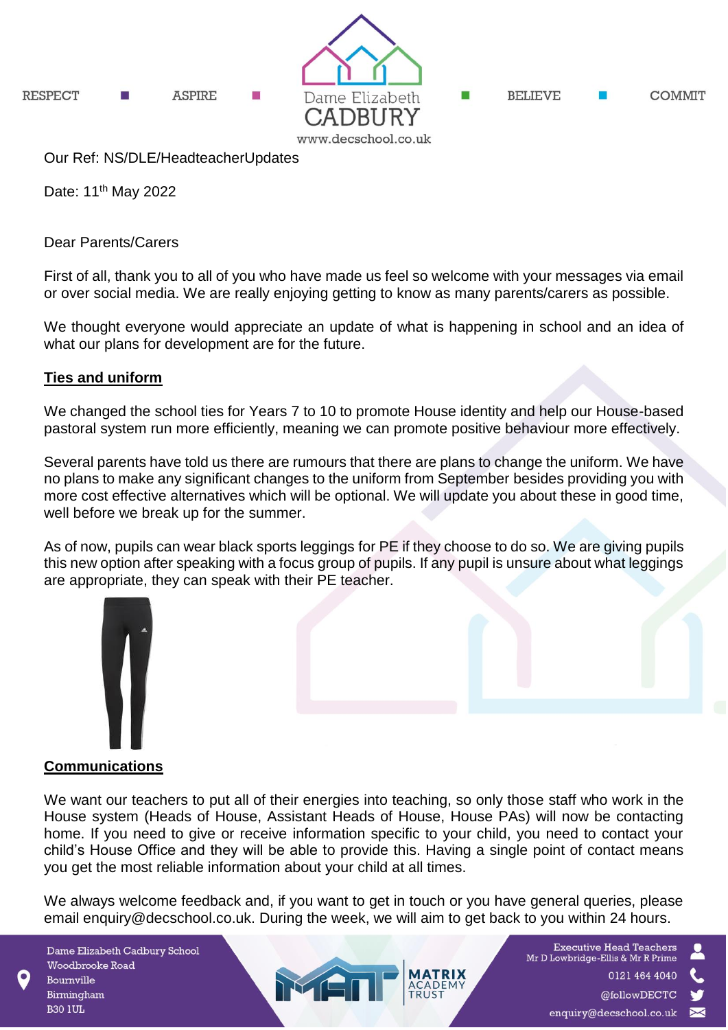RESPECT ASPIRE Dame Elizabeth CADBURY BELIEVE COMMIT

www.decschool.co.uk

Our Ref: NS/DLE/HeadteacherUpdates

Date: 11th May 2022

Dear Parents/Carers

First of all, thank you to all of you who have made us feel so welcome with your messages via email or over social media. We are really enjoying getting to know as many parents/carers as possible.

We thought everyone would appreciate an update of what is happening in school and an idea of what our plans for development are for the future.

## Ties and uniform

We changed the school ties for Years 7 to 10 to promote House identity and help our House-based pastoral system run more efficiently, meaning we can promote positive behaviour more effectively.

Several parents have told us there are rumours that there are plans to change the uniform. We have no plans to make any significant changes to the uniform from September besides providing you with more cost effective alternatives which will be optional. We will update you about these in good time, well before we break up for the summer.

As of now, pupils can wear black sports leggings for PE if they choose to do so. We are giving pupils this new option after speaking with a focus group of pupils. If any pupil is unsure about what leggings are appropriate, they can speak with their PE teacher.

## Communications

We want our teachers to put all of their energies into teaching, so only those staff who work in the House system (Heads of House, Assistant Heads of House, House PAs) will now be contacting home. If you need to give or receive information specific to your child, you need to contact your child's House Office and they will be able to provide this. Having a single point of contact means you get the most reliable information about your child at all times.

We always welcome feedback and, if you want to get in touch or you have general queries, please email enquiry@decschool.co.uk. During the week, we will aim to get back to you within 24 hours.

Dame Elizabeth Cadbury School
Woodbrooke Road
Bournville
Birmingham
B30 1UL

MATRIX ACADEMY TRUST

Executive Head Teachers
Mr D Lowbridge-Ellis & Mr R Prime
0121 464 4040
@followDECTC
enquiry@decschool.co.uk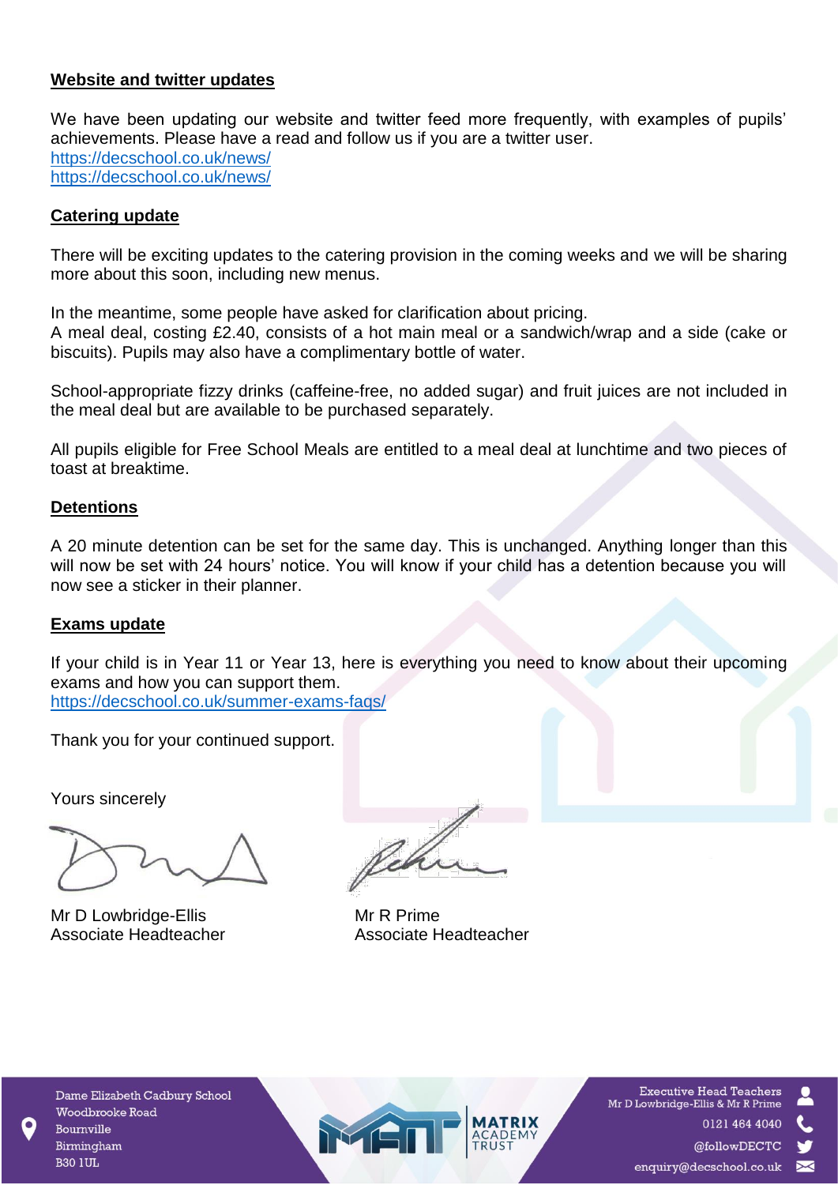**Website and twitter updates**

We have been updating our website and twitter feed more frequently, with examples of pupils' achievements. Please have a read and follow us if you are a twitter user.
https://decschool.co.uk/news/
https://decschool.co.uk/news/

**Catering update**

There will be exciting updates to the catering provision in the coming weeks and we will be sharing more about this soon, including new menus.

In the meantime, some people have asked for clarification about pricing.
A meal deal, costing £2.40, consists of a hot main meal or a sandwich/wrap and a side (cake or biscuits). Pupils may also have a complimentary bottle of water.

School-appropriate fizzy drinks (caffeine-free, no added sugar) and fruit juices are not included in the meal deal but are available to be purchased separately.

All pupils eligible for Free School Meals are entitled to a meal deal at lunchtime and two pieces of toast at breaktime.

**Detentions**

A 20 minute detention can be set for the same day. This is unchanged. Anything longer than this will now be set with 24 hours' notice. You will know if your child has a detention because you will now see a sticker in their planner.

**Exams update**

If your child is in Year 11 or Year 13, here is everything you need to know about their upcoming exams and how you can support them.
https://decschool.co.uk/summer-exams-faqs/

Thank you for your continued support.

Yours sincerely

Mr D Lowbridge-Ellis
Associate Headteacher

Mr R Prime
Associate Headteacher

Dame Elizabeth Cadbury School
Woodbrooke Road
Bournville
Birmingham
B30 1UL

MATRIX ACADEMY TRUST

Executive Head Teachers
Mr D Lowbridge-Ellis & Mr R Prime
0121 464 4040
@followDECTC
enquiry@decschool.co.uk